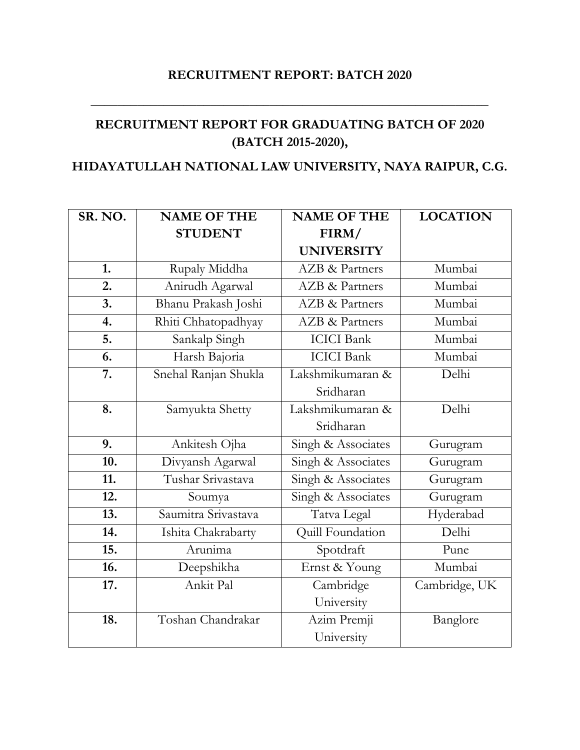## RECRUITMENT REPORT: BATCH 2020

---

## RECRUITMENT REPORT FOR GRADUATING BATCH OF 2020 (BATCH 2015-2020),

## HIDAYATULLAH NATIONAL LAW UNIVERSITY, NAYA RAIPUR, C.G.

| SR. NO. | NAME OF THE STUDENT | NAME OF THE FIRM/ UNIVERSITY | LOCATION |
|---|---|---|---|
| 1. | Rupaly Middha | AZB & Partners | Mumbai |
| 2. | Anirudh Agarwal | AZB & Partners | Mumbai |
| 3. | Bhanu Prakash Joshi | AZB & Partners | Mumbai |
| 4. | Rhiti Chhatopadhyay | AZB & Partners | Mumbai |
| 5. | Sankalp Singh | ICICI Bank | Mumbai |
| 6. | Harsh Bajoria | ICICI Bank | Mumbai |
| 7. | Snehal Ranjan Shukla | Lakshmikumaran & Sridharan | Delhi |
| 8. | Samyukta Shetty | Lakshmikumaran & Sridharan | Delhi |
| 9. | Ankitesh Ojha | Singh & Associates | Gurugram |
| 10. | Divyansh Agarwal | Singh & Associates | Gurugram |
| 11. | Tushar Srivastava | Singh & Associates | Gurugram |
| 12. | Soumya | Singh & Associates | Gurugram |
| 13. | Saumitra Srivastava | Tatva Legal | Hyderabad |
| 14. | Ishita Chakrabarty | Quill Foundation | Delhi |
| 15. | Arunima | Spotdraft | Pune |
| 16. | Deepshikha | Ernst & Young | Mumbai |
| 17. | Ankit Pal | Cambridge University | Cambridge, UK |
| 18. | Toshan Chandrakar | Azim Premji University | Banglore |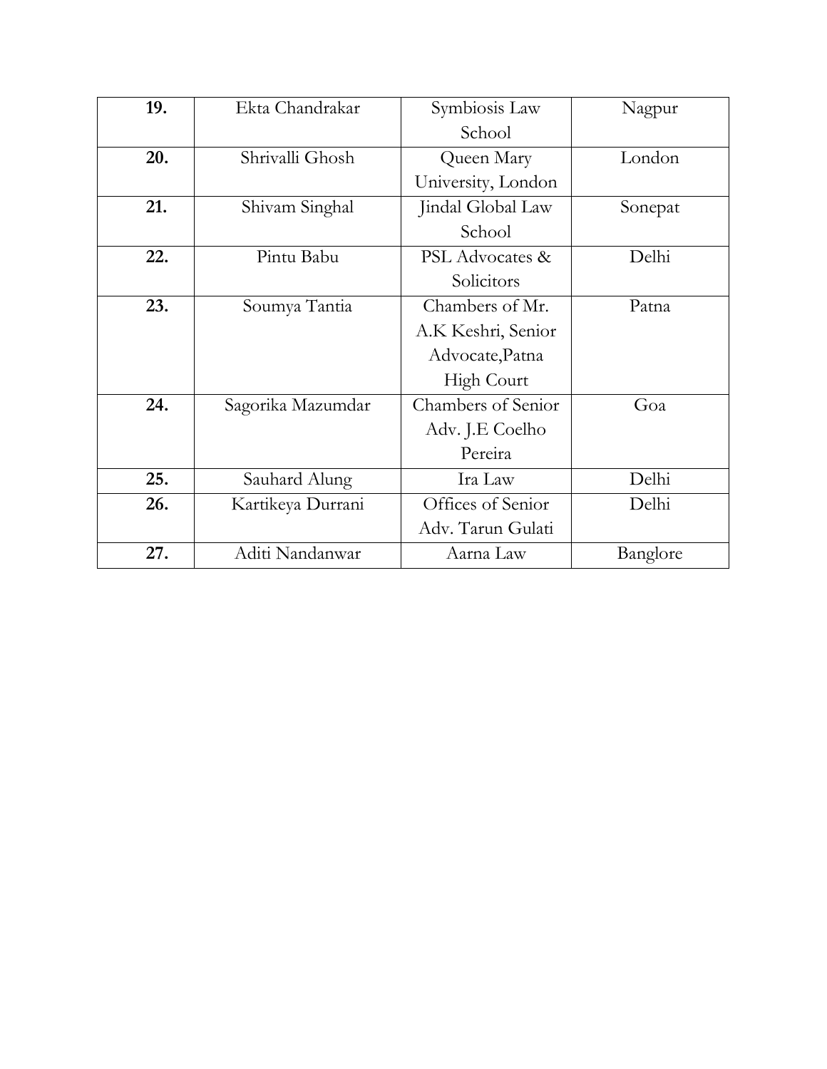| | | | |
|---|---|---|---|
| **19.** | Ekta Chandrakar | Symbiosis Law School | Nagpur |
| **20.** | Shrivalli Ghosh | Queen Mary University, London | London |
| **21.** | Shivam Singhal | Jindal Global Law School | Sonepat |
| **22.** | Pintu Babu | PSL Advocates & Solicitors | Delhi |
| **23.** | Soumya Tantia | Chambers of Mr. A.K Keshri, Senior Advocate,Patna High Court | Patna |
| **24.** | Sagorika Mazumdar | Chambers of Senior Adv. J.E Coelho Pereira | Goa |
| **25.** | Sauhard Alung | Ira Law | Delhi |
| **26.** | Kartikeya Durrani | Offices of Senior Adv. Tarun Gulati | Delhi |
| **27.** | Aditi Nandanwar | Aarna Law | Banglore |